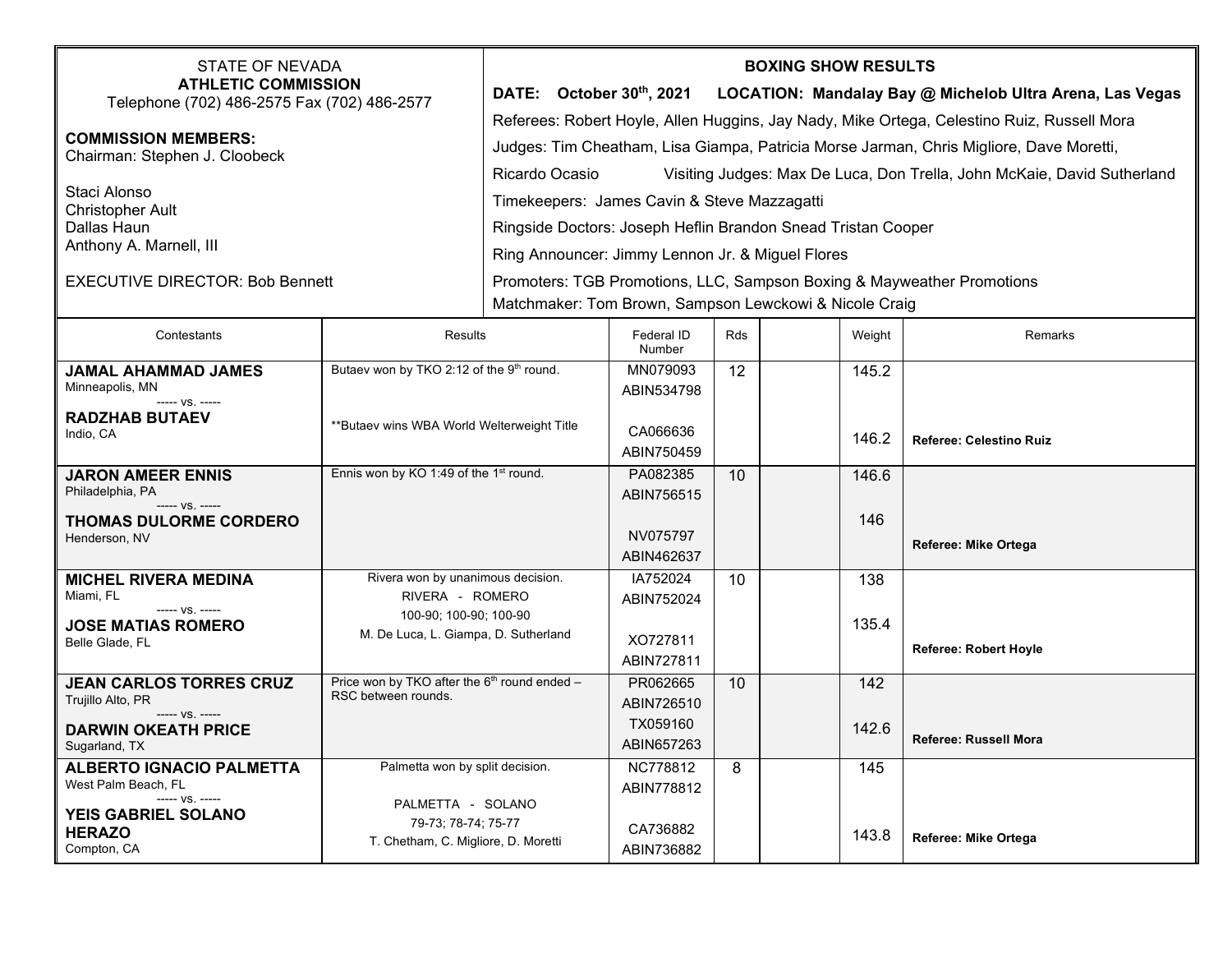STATE OF NEVADA
**ATHLETIC COMMISSION**
Telephone (702) 486-2575 Fax (702) 486-2577

**COMMISSION MEMBERS:**
Chairman: Stephen J. Cloobeck

Staci Alonso
Christopher Ault
Dallas Haun
Anthony A. Marnell, III

EXECUTIVE DIRECTOR: Bob Bennett

**BOXING SHOW RESULTS**

**DATE: October 30th, 2021 LOCATION: Mandalay Bay @ Michelob Ultra Arena, Las Vegas**

Referees: Robert Hoyle, Allen Huggins, Jay Nady, Mike Ortega, Celestino Ruiz, Russell Mora

Judges: Tim Cheatham, Lisa Giampa, Patricia Morse Jarman, Chris Migliore, Dave Moretti, Ricardo Ocasio Visiting Judges: Max De Luca, Don Trella, John McKaie, David Sutherland

Timekeepers: James Cavin & Steve Mazzagatti

Ringside Doctors: Joseph Heflin Brandon Snead Tristan Cooper

Ring Announcer: Jimmy Lennon Jr. & Miguel Flores

Promoters: TGB Promotions, LLC, Sampson Boxing & Mayweather Promotions
Matchmaker: Tom Brown, Sampson Lewckowi & Nicole Craig

| Contestants | Results | Federal ID Number | Rds | | Weight | Remarks |
|---|---|---|---|---|---|---|
| **JAMAL AHAMMAD JAMES** Minneapolis, MN ----- vs. ----- **RADZHAB BUTAEV** Indio, CA | Butaev won by TKO 2:12 of the 9th round. **Butaev wins WBA World Welterweight Title | MN079093 ABIN534798 CA066636 ABIN750459 | 12 | | 145.2 146.2 | **Referee: Celestino Ruiz** |
| **JARON AMEER ENNIS** Philadelphia, PA ----- vs. ----- **THOMAS DULORME CORDERO** Henderson, NV | Ennis won by KO 1:49 of the 1st round. | PA082385 ABIN756515 NV075797 ABIN462637 | 10 | | 146.6 146 | **Referee: Mike Ortega** |
| **MICHEL RIVERA MEDINA** Miami, FL ----- vs. ----- **JOSE MATIAS ROMERO** Belle Glade, FL | Rivera won by unanimous decision. RIVERA - ROMERO 100-90; 100-90; 100-90 M. De Luca, L. Giampa, D. Sutherland | IA752024 ABIN752024 XO727811 ABIN727811 | 10 | | 138 135.4 | **Referee: Robert Hoyle** |
| **JEAN CARLOS TORRES CRUZ** Trujillo Alto, PR ----- vs. ----- **DARWIN OKEATH PRICE** Sugarland, TX | Price won by TKO after the 6th round ended – RSC between rounds. | PR062665 ABIN726510 TX059160 ABIN657263 | 10 | | 142 142.6 | **Referee: Russell Mora** |
| **ALBERTO IGNACIO PALMETTA** West Palm Beach, FL ----- vs. ----- **YEIS GABRIEL SOLANO HERAZO** Compton, CA | Palmetta won by split decision. PALMETTA - SOLANO 79-73; 78-74; 75-77 T. Chetham, C. Migliore, D. Moretti | NC778812 ABIN778812 CA736882 ABIN736882 | 8 | | 145 143.8 | **Referee: Mike Ortega** |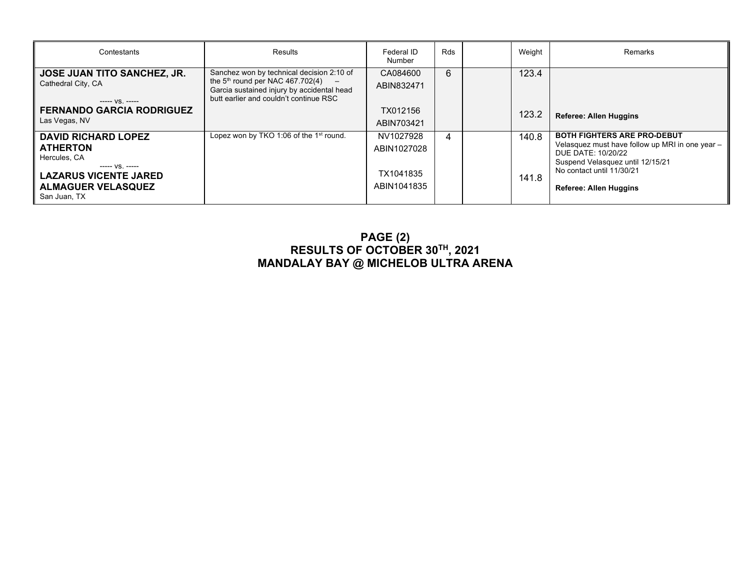| Contestants | Results | Federal ID Number | Rds | | Weight | Remarks |
|---|---|---|---|---|---|---|
| **JOSE JUAN TITO SANCHEZ, JR.**<br>Cathedral City, CA<br>----- vs. -----<br>**FERNANDO GARCIA RODRIGUEZ**<br>Las Vegas, NV | Sanchez won by technical decision 2:10 of the 5th round per NAC 467.702(4) – Garcia sustained injury by accidental head butt earlier and couldn't continue RSC | CA084600<br>ABIN832471<br><br>TX012156<br>ABIN703421 | 6 | | 123.4<br><br>123.2 | **Referee: Allen Huggins** |
| **DAVID RICHARD LOPEZ ATHERTON**<br>Hercules, CA<br>----- vs. -----<br>**LAZARUS VICENTE JARED ALMAGUER VELASQUEZ**<br>San Juan, TX | Lopez won by TKO 1:06 of the 1st round. | NV1027928<br>ABIN1027028<br><br>TX1041835<br>ABIN1041835 | 4 | | 140.8<br><br>141.8 | **BOTH FIGHTERS ARE PRO-DEBUT**<br>Velasquez must have follow up MRI in one year – DUE DATE: 10/20/22<br>Suspend Velasquez until 12/15/21<br>No contact until 11/30/21<br>**Referee: Allen Huggins** |

**PAGE (2)**
**RESULTS OF OCTOBER 30TH, 2021**
**MANDALAY BAY @ MICHELOB ULTRA ARENA**